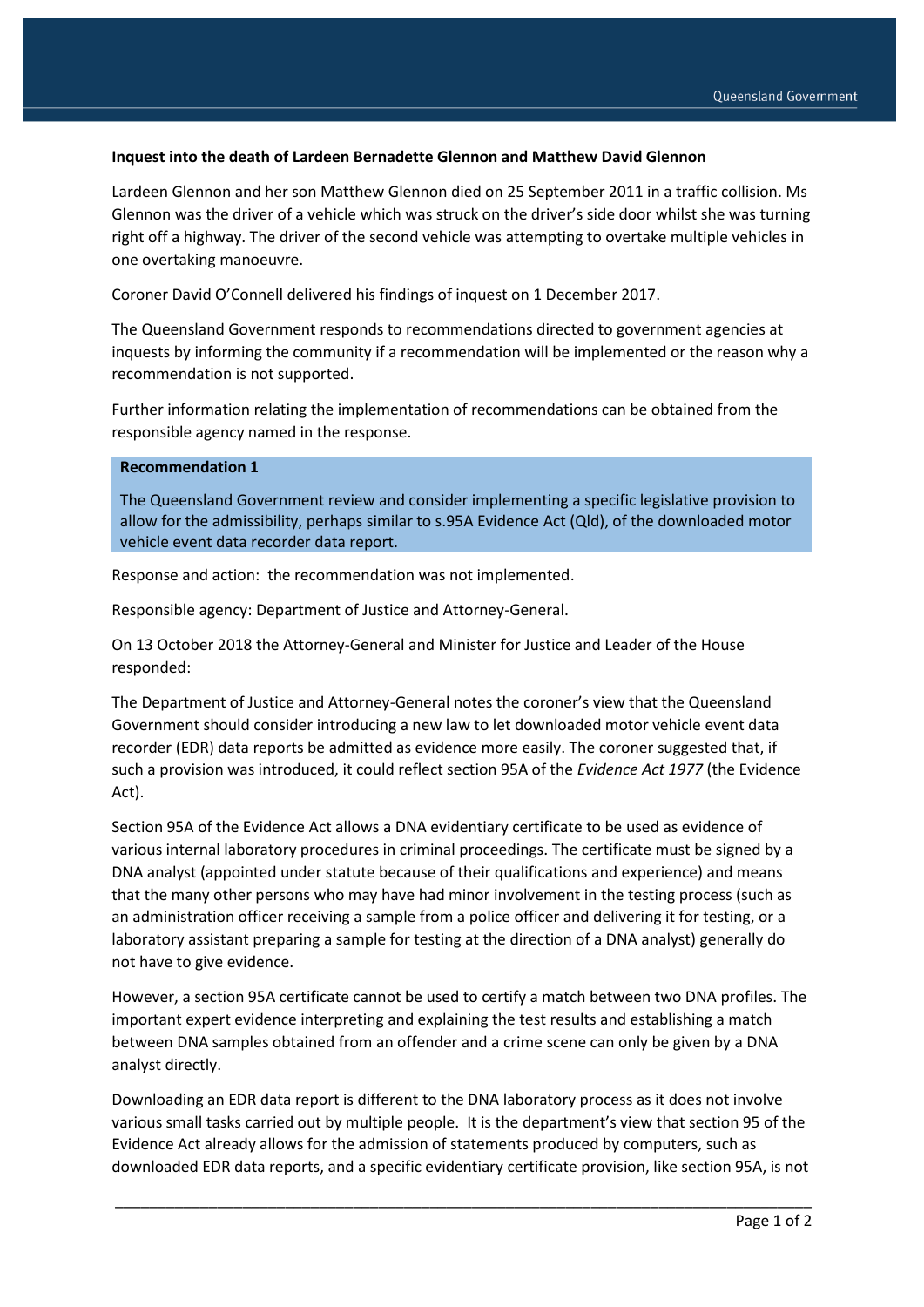**Inquest into the death of Lardeen Bernadette Glennon and Matthew David Glennon**

Lardeen Glennon and her son Matthew Glennon died on 25 September 2011 in a traffic collision. Ms Glennon was the driver of a vehicle which was struck on the driver's side door whilst she was turning right off a highway. The driver of the second vehicle was attempting to overtake multiple vehicles in one overtaking manoeuvre.

Coroner David O'Connell delivered his findings of inquest on 1 December 2017.

The Queensland Government responds to recommendations directed to government agencies at inquests by informing the community if a recommendation will be implemented or the reason why a recommendation is not supported.

Further information relating the implementation of recommendations can be obtained from the responsible agency named in the response.

**Recommendation 1**

The Queensland Government review and consider implementing a specific legislative provision to allow for the admissibility, perhaps similar to s.95A Evidence Act (Qld), of the downloaded motor vehicle event data recorder data report.

Response and action: the recommendation was not implemented.

Responsible agency: Department of Justice and Attorney-General.

On 13 October 2018 the Attorney-General and Minister for Justice and Leader of the House responded:

The Department of Justice and Attorney-General notes the coroner's view that the Queensland Government should consider introducing a new law to let downloaded motor vehicle event data recorder (EDR) data reports be admitted as evidence more easily. The coroner suggested that, if such a provision was introduced, it could reflect section 95A of the *Evidence Act 1977* (the Evidence Act).

Section 95A of the Evidence Act allows a DNA evidentiary certificate to be used as evidence of various internal laboratory procedures in criminal proceedings. The certificate must be signed by a DNA analyst (appointed under statute because of their qualifications and experience) and means that the many other persons who may have had minor involvement in the testing process (such as an administration officer receiving a sample from a police officer and delivering it for testing, or a laboratory assistant preparing a sample for testing at the direction of a DNA analyst) generally do not have to give evidence.

However, a section 95A certificate cannot be used to certify a match between two DNA profiles. The important expert evidence interpreting and explaining the test results and establishing a match between DNA samples obtained from an offender and a crime scene can only be given by a DNA analyst directly.

Downloading an EDR data report is different to the DNA laboratory process as it does not involve various small tasks carried out by multiple people. It is the department's view that section 95 of the Evidence Act already allows for the admission of statements produced by computers, such as downloaded EDR data reports, and a specific evidentiary certificate provision, like section 95A, is not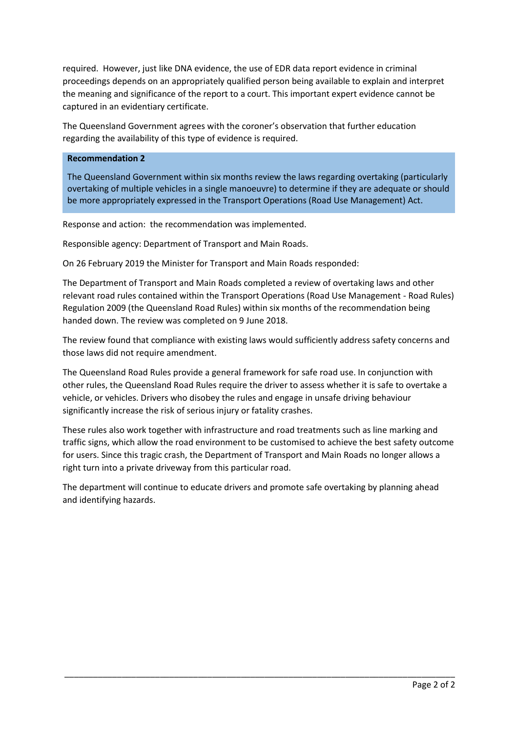required. However, just like DNA evidence, the use of EDR data report evidence in criminal proceedings depends on an appropriately qualified person being available to explain and interpret the meaning and significance of the report to a court. This important expert evidence cannot be captured in an evidentiary certificate.

The Queensland Government agrees with the coroner's observation that further education regarding the availability of this type of evidence is required.

**Recommendation 2**

The Queensland Government within six months review the laws regarding overtaking (particularly overtaking of multiple vehicles in a single manoeuvre) to determine if they are adequate or should be more appropriately expressed in the Transport Operations (Road Use Management) Act.

Response and action: the recommendation was implemented.

Responsible agency: Department of Transport and Main Roads.

On 26 February 2019 the Minister for Transport and Main Roads responded:

The Department of Transport and Main Roads completed a review of overtaking laws and other relevant road rules contained within the Transport Operations (Road Use Management - Road Rules) Regulation 2009 (the Queensland Road Rules) within six months of the recommendation being handed down. The review was completed on 9 June 2018.

The review found that compliance with existing laws would sufficiently address safety concerns and those laws did not require amendment.

The Queensland Road Rules provide a general framework for safe road use. In conjunction with other rules, the Queensland Road Rules require the driver to assess whether it is safe to overtake a vehicle, or vehicles. Drivers who disobey the rules and engage in unsafe driving behaviour significantly increase the risk of serious injury or fatality crashes.

These rules also work together with infrastructure and road treatments such as line marking and traffic signs, which allow the road environment to be customised to achieve the best safety outcome for users. Since this tragic crash, the Department of Transport and Main Roads no longer allows a right turn into a private driveway from this particular road.

The department will continue to educate drivers and promote safe overtaking by planning ahead and identifying hazards.